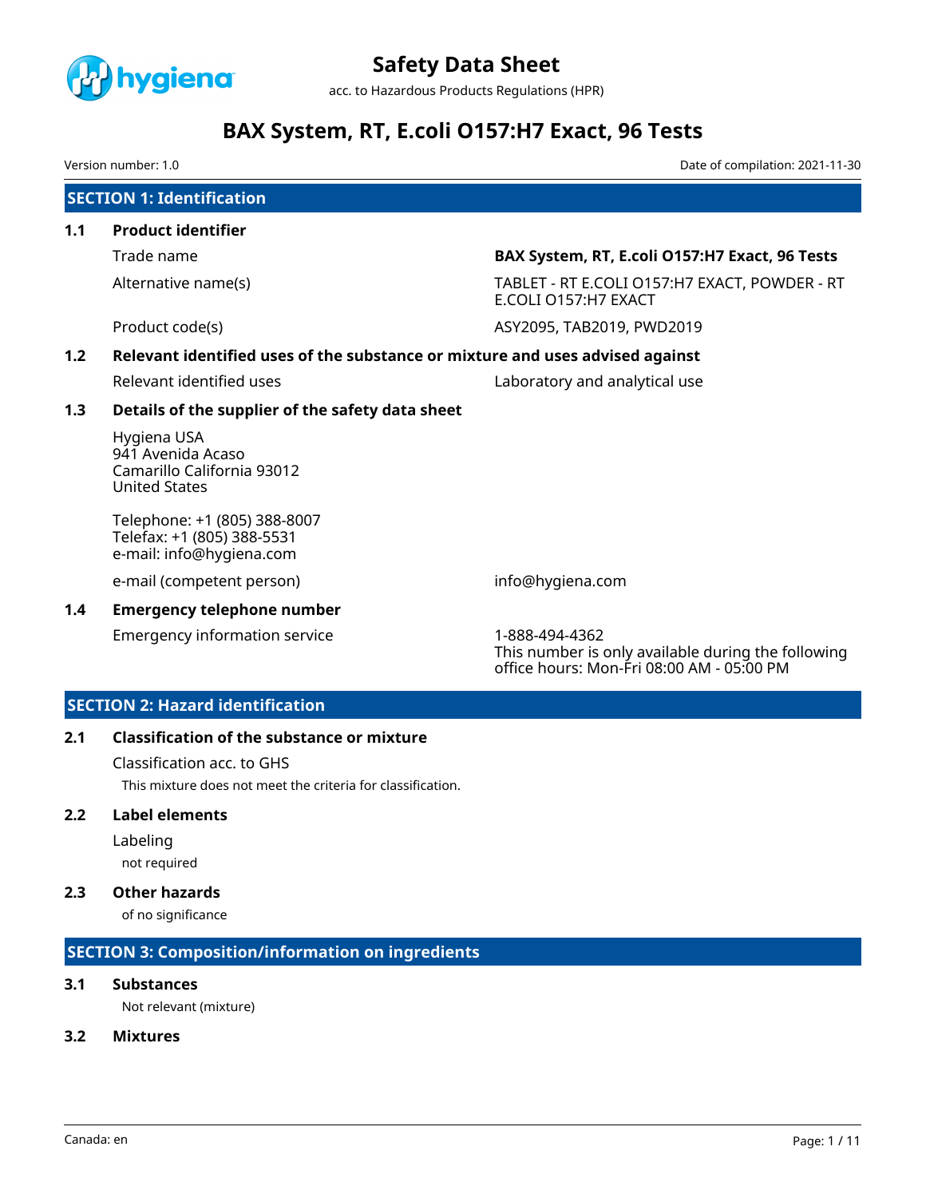# Safety Data Sheet

acc. to Hazardous Products Regulations (HPR)

# BAX System, RT, E.coli O157:H7 Exact, 96 Tests

Version number: 1.0

Date of compilation: 2021-11-30

## SECTION 1: Identification

### 1.1 Product identifier

| | |
|---|---|
| Trade name | **BAX System, RT, E.coli O157:H7 Exact, 96 Tests** |
| Alternative name(s) | TABLET - RT E.COLI O157:H7 EXACT, POWDER - RT E.COLI O157:H7 EXACT |
| Product code(s) | ASY2095, TAB2019, PWD2019 |

### 1.2 Relevant identified uses of the substance or mixture and uses advised against

| | |
|---|---|
| Relevant identified uses | Laboratory and analytical use |

### 1.3 Details of the supplier of the safety data sheet

Hygiena USA
941 Avenida Acaso
Camarillo California 93012
United States

Telephone: +1 (805) 388-8007
Telefax: +1 (805) 388-5531
e-mail: info@hygiena.com

| | |
|---|---|
| e-mail (competent person) | info@hygiena.com |

### 1.4 Emergency telephone number

| | |
|---|---|
| Emergency information service | 1-888-494-4362<br>This number is only available during the following office hours: Mon-Fri 08:00 AM - 05:00 PM |

## SECTION 2: Hazard identification

### 2.1 Classification of the substance or mixture

Classification acc. to GHS

This mixture does not meet the criteria for classification.

### 2.2 Label elements

Labeling

not required

### 2.3 Other hazards

of no significance

## SECTION 3: Composition/information on ingredients

### 3.1 Substances

Not relevant (mixture)

### 3.2 Mixtures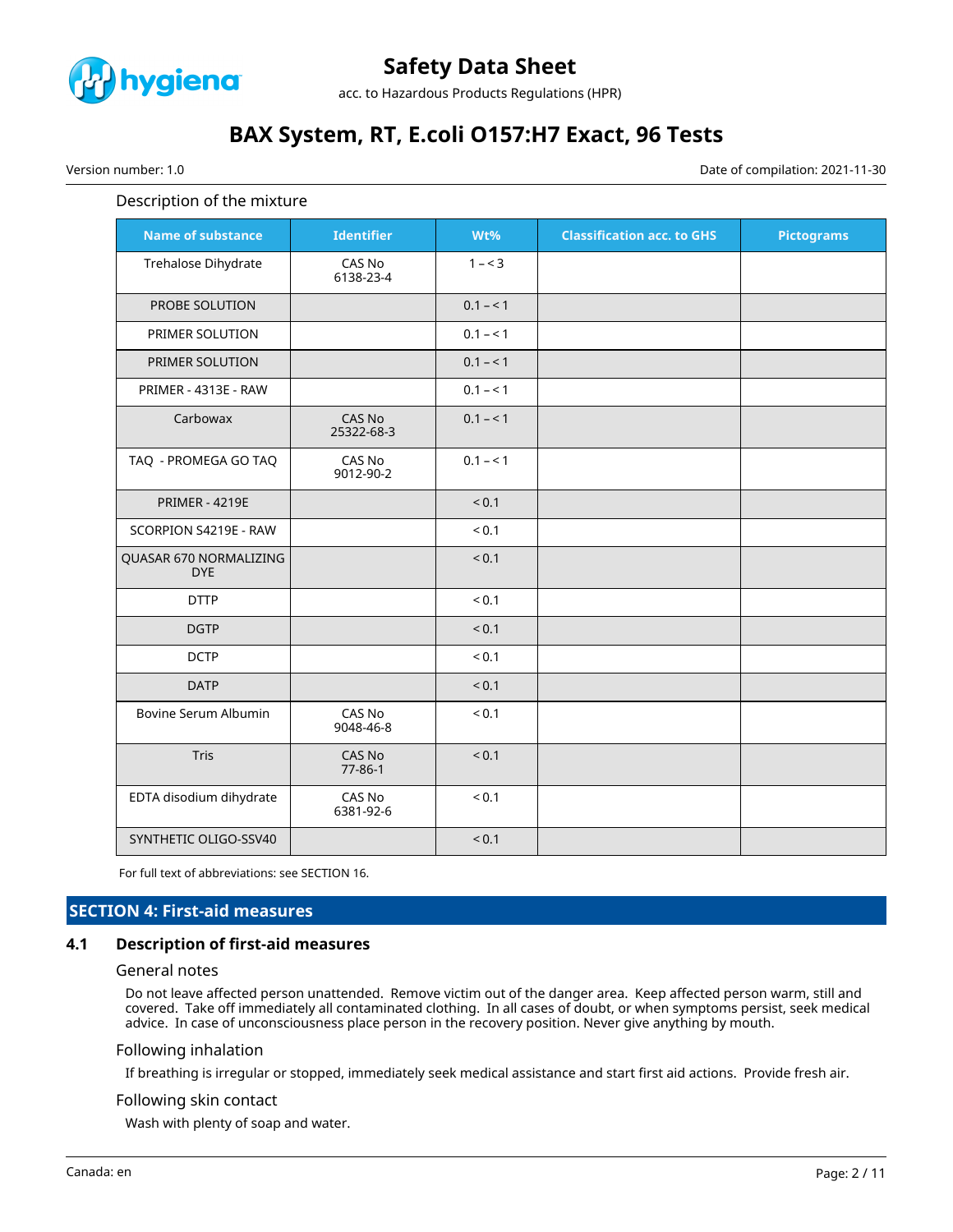Description of the mixture

| Name of substance | Identifier | Wt% | Classification acc. to GHS | Pictograms |
|---|---|---|---|---|
| Trehalose Dihydrate | CAS No 6138-23-4 | 1 – < 3 | | |
| PROBE SOLUTION | | 0.1 – < 1 | | |
| PRIMER SOLUTION | | 0.1 – < 1 | | |
| PRIMER SOLUTION | | 0.1 – < 1 | | |
| PRIMER - 4313E - RAW | | 0.1 – < 1 | | |
| Carbowax | CAS No 25322-68-3 | 0.1 – < 1 | | |
| TAQ - PROMEGA GO TAQ | CAS No 9012-90-2 | 0.1 – < 1 | | |
| PRIMER - 4219E | | < 0.1 | | |
| SCORPION S4219E - RAW | | < 0.1 | | |
| QUASAR 670 NORMALIZING DYE | | < 0.1 | | |
| DTTP | | < 0.1 | | |
| DGTP | | < 0.1 | | |
| DCTP | | < 0.1 | | |
| DATP | | < 0.1 | | |
| Bovine Serum Albumin | CAS No 9048-46-8 | < 0.1 | | |
| Tris | CAS No 77-86-1 | < 0.1 | | |
| EDTA disodium dihydrate | CAS No 6381-92-6 | < 0.1 | | |
| SYNTHETIC OLIGO-SSV40 | | < 0.1 | | |

For full text of abbreviations: see SECTION 16.

## SECTION 4: First-aid measures

### 4.1 Description of first-aid measures

General notes

Do not leave affected person unattended. Remove victim out of the danger area. Keep affected person warm, still and covered. Take off immediately all contaminated clothing. In all cases of doubt, or when symptoms persist, seek medical advice. In case of unconsciousness place person in the recovery position. Never give anything by mouth.

Following inhalation

If breathing is irregular or stopped, immediately seek medical assistance and start first aid actions. Provide fresh air.

Following skin contact

Wash with plenty of soap and water.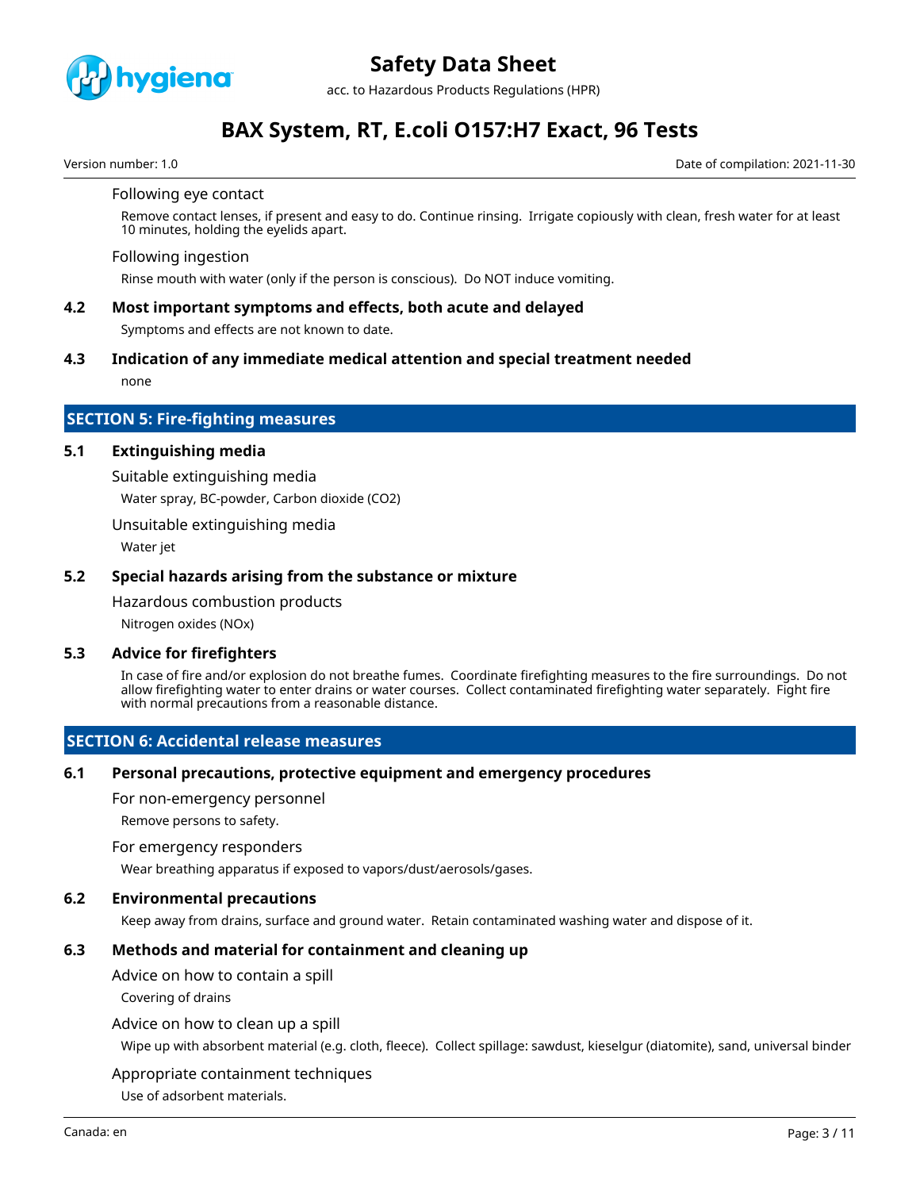Following eye contact

Remove contact lenses, if present and easy to do. Continue rinsing. Irrigate copiously with clean, fresh water for at least 10 minutes, holding the eyelids apart.

Following ingestion

Rinse mouth with water (only if the person is conscious). Do NOT induce vomiting.

### 4.2 Most important symptoms and effects, both acute and delayed

Symptoms and effects are not known to date.

### 4.3 Indication of any immediate medical attention and special treatment needed

none

## SECTION 5: Fire-fighting measures

### 5.1 Extinguishing media

Suitable extinguishing media

Water spray, BC-powder, Carbon dioxide ($CO_2$)

Unsuitable extinguishing media

Water jet

### 5.2 Special hazards arising from the substance or mixture

Hazardous combustion products

Nitrogen oxides (NOx)

### 5.3 Advice for firefighters

In case of fire and/or explosion do not breathe fumes. Coordinate firefighting measures to the fire surroundings. Do not allow firefighting water to enter drains or water courses. Collect contaminated firefighting water separately. Fight fire with normal precautions from a reasonable distance.

## SECTION 6: Accidental release measures

### 6.1 Personal precautions, protective equipment and emergency procedures

For non-emergency personnel

Remove persons to safety.

For emergency responders

Wear breathing apparatus if exposed to vapors/dust/aerosols/gases.

### 6.2 Environmental precautions

Keep away from drains, surface and ground water. Retain contaminated washing water and dispose of it.

### 6.3 Methods and material for containment and cleaning up

Advice on how to contain a spill

Covering of drains

Advice on how to clean up a spill

Wipe up with absorbent material (e.g. cloth, fleece). Collect spillage: sawdust, kieselgur (diatomite), sand, universal binder

Appropriate containment techniques

Use of adsorbent materials.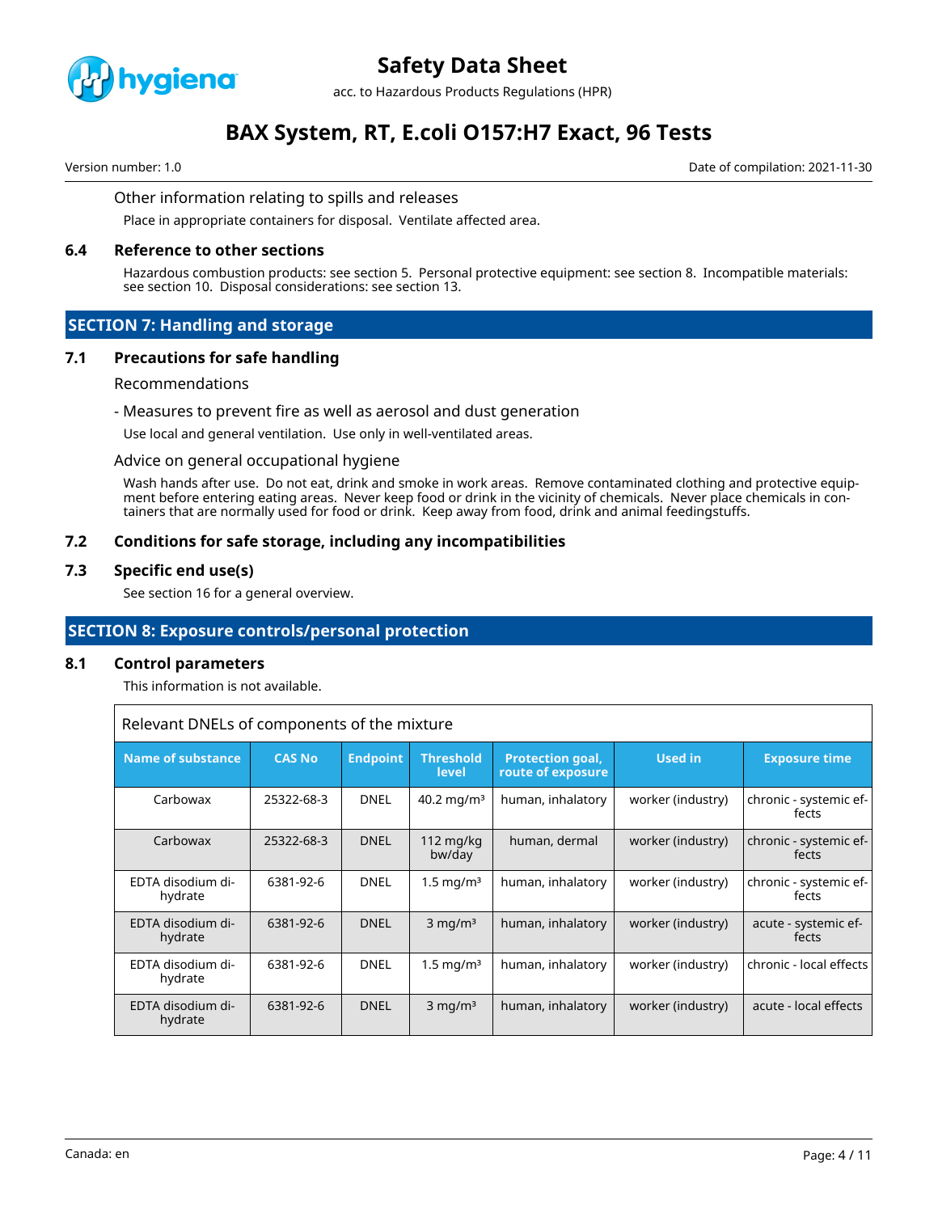Other information relating to spills and releases

Place in appropriate containers for disposal. Ventilate affected area.

### 6.4 Reference to other sections

Hazardous combustion products: see section 5. Personal protective equipment: see section 8. Incompatible materials: see section 10. Disposal considerations: see section 13.

## SECTION 7: Handling and storage

### 7.1 Precautions for safe handling

Recommendations

- Measures to prevent fire as well as aerosol and dust generation

Use local and general ventilation. Use only in well-ventilated areas.

Advice on general occupational hygiene

Wash hands after use. Do not eat, drink and smoke in work areas. Remove contaminated clothing and protective equipment before entering eating areas. Never keep food or drink in the vicinity of chemicals. Never place chemicals in containers that are normally used for food or drink. Keep away from food, drink and animal feedingstuffs.

### 7.2 Conditions for safe storage, including any incompatibilities

### 7.3 Specific end use(s)

See section 16 for a general overview.

## SECTION 8: Exposure controls/personal protection

### 8.1 Control parameters

This information is not available.

Relevant DNELs of components of the mixture

| Name of substance | CAS No | Endpoint | Threshold level | Protection goal, route of exposure | Used in | Exposure time |
|---|---|---|---|---|---|---|
| Carbowax | 25322-68-3 | DNEL | 40.2 mg/m³ | human, inhalatory | worker (industry) | chronic - systemic effects |
| Carbowax | 25322-68-3 | DNEL | 112 mg/kg bw/day | human, dermal | worker (industry) | chronic - systemic effects |
| EDTA disodium dihydrate | 6381-92-6 | DNEL | 1.5 mg/m³ | human, inhalatory | worker (industry) | chronic - systemic effects |
| EDTA disodium dihydrate | 6381-92-6 | DNEL | 3 mg/m³ | human, inhalatory | worker (industry) | acute - systemic effects |
| EDTA disodium dihydrate | 6381-92-6 | DNEL | 1.5 mg/m³ | human, inhalatory | worker (industry) | chronic - local effects |
| EDTA disodium dihydrate | 6381-92-6 | DNEL | 3 mg/m³ | human, inhalatory | worker (industry) | acute - local effects |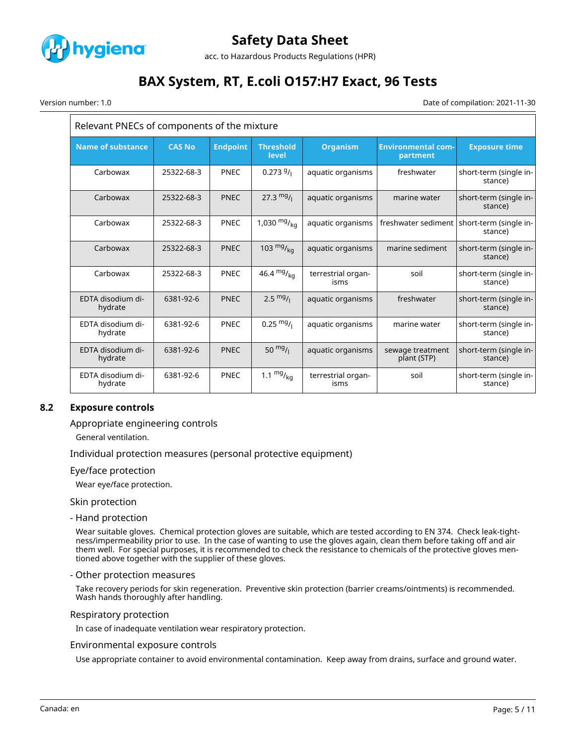| Relevant PNECs of components of the mixture | | | | | | |
|---|---|---|---|---|---|---|
| **Name of substance** | **CAS No** | **Endpoint** | **Threshold level** | **Organism** | **Environmental compartment** | **Exposure time** |
| Carbowax | 25322-68-3 | PNEC | 0.273 $^{g}/_{l}$ | aquatic organisms | freshwater | short-term (single instance) |
| Carbowax | 25322-68-3 | PNEC | 27.3 $^{mg}/_{l}$ | aquatic organisms | marine water | short-term (single instance) |
| Carbowax | 25322-68-3 | PNEC | 1,030 $^{mg}/_{kg}$ | aquatic organisms | freshwater sediment | short-term (single instance) |
| Carbowax | 25322-68-3 | PNEC | 103 $^{mg}/_{kg}$ | aquatic organisms | marine sediment | short-term (single instance) |
| Carbowax | 25322-68-3 | PNEC | 46.4 $^{mg}/_{kg}$ | terrestrial organisms | soil | short-term (single instance) |
| EDTA disodium dihydrate | 6381-92-6 | PNEC | 2.5 $^{mg}/_{l}$ | aquatic organisms | freshwater | short-term (single instance) |
| EDTA disodium dihydrate | 6381-92-6 | PNEC | 0.25 $^{mg}/_{l}$ | aquatic organisms | marine water | short-term (single instance) |
| EDTA disodium dihydrate | 6381-92-6 | PNEC | 50 $^{mg}/_{l}$ | aquatic organisms | sewage treatment plant (STP) | short-term (single instance) |
| EDTA disodium dihydrate | 6381-92-6 | PNEC | 1.1 $^{mg}/_{kg}$ | terrestrial organisms | soil | short-term (single instance) |

## 8.2 Exposure controls

### Appropriate engineering controls

General ventilation.

### Individual protection measures (personal protective equipment)

### Eye/face protection

Wear eye/face protection.

### Skin protection

### - Hand protection

Wear suitable gloves. Chemical protection gloves are suitable, which are tested according to EN 374. Check leak-tightness/impermeability prior to use. In the case of wanting to use the gloves again, clean them before taking off and air them well. For special purposes, it is recommended to check the resistance to chemicals of the protective gloves mentioned above together with the supplier of these gloves.

### - Other protection measures

Take recovery periods for skin regeneration. Preventive skin protection (barrier creams/ointments) is recommended. Wash hands thoroughly after handling.

### Respiratory protection

In case of inadequate ventilation wear respiratory protection.

### Environmental exposure controls

Use appropriate container to avoid environmental contamination. Keep away from drains, surface and ground water.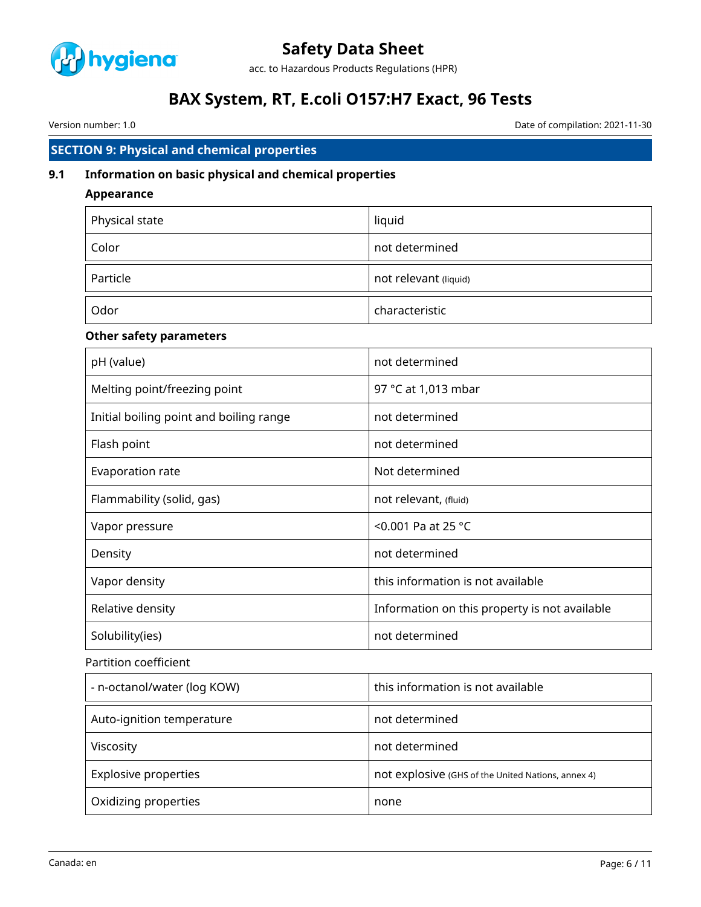## SECTION 9: Physical and chemical properties

### 9.1 Information on basic physical and chemical properties

**Appearance**

| | |
|---|---|
| Physical state | liquid |
| Color | not determined |
| Particle | not relevant (liquid) |
| Odor | characteristic |

**Other safety parameters**

| | |
|---|---|
| pH (value) | not determined |
| Melting point/freezing point | 97 °C at 1,013 mbar |
| Initial boiling point and boiling range | not determined |
| Flash point | not determined |
| Evaporation rate | Not determined |
| Flammability (solid, gas) | not relevant, (fluid) |
| Vapor pressure | <0.001 Pa at 25 °C |
| Density | not determined |
| Vapor density | this information is not available |
| Relative density | Information on this property is not available |
| Solubility(ies) | not determined |

Partition coefficient

| | |
|---|---|
| - n-octanol/water (log KOW) | this information is not available |
| Auto-ignition temperature | not determined |
| Viscosity | not determined |
| Explosive properties | not explosive (GHS of the United Nations, annex 4) |
| Oxidizing properties | none |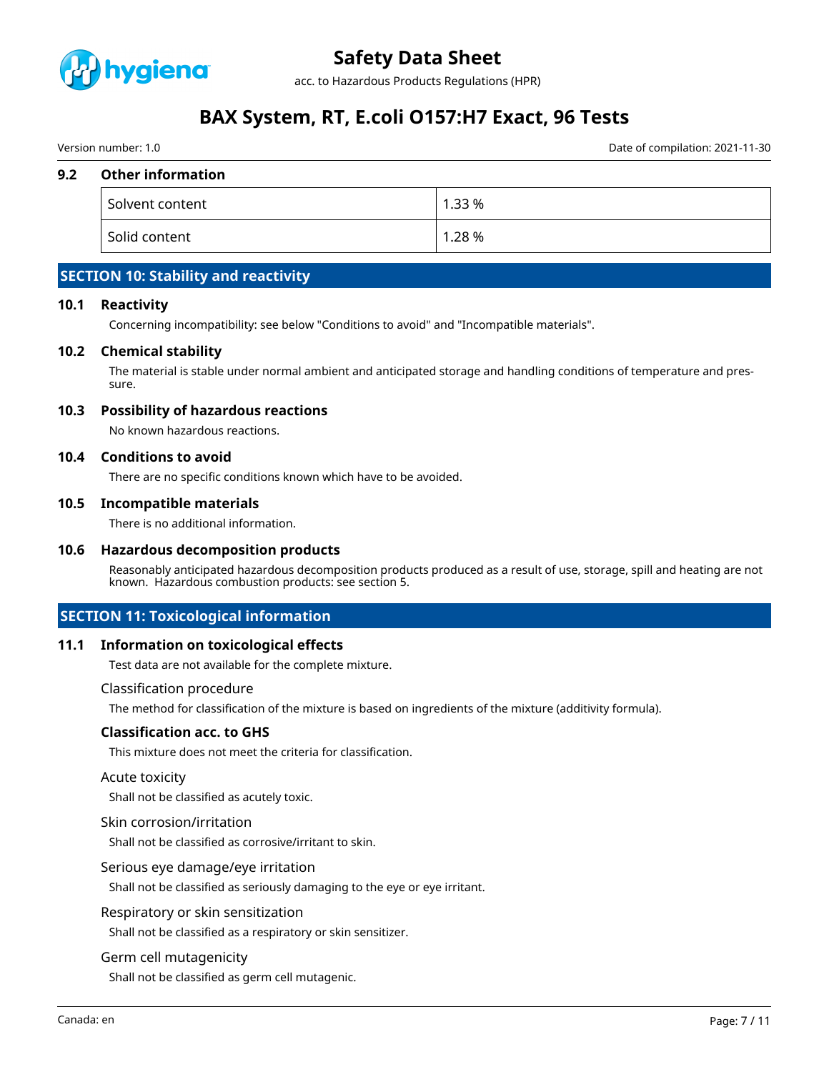### 9.2 Other information

| Solvent content | 1.33 % |
|---|---|
| Solid content | 1.28 % |

## SECTION 10: Stability and reactivity

### 10.1 Reactivity

Concerning incompatibility: see below "Conditions to avoid" and "Incompatible materials".

### 10.2 Chemical stability

The material is stable under normal ambient and anticipated storage and handling conditions of temperature and pressure.

### 10.3 Possibility of hazardous reactions

No known hazardous reactions.

### 10.4 Conditions to avoid

There are no specific conditions known which have to be avoided.

### 10.5 Incompatible materials

There is no additional information.

### 10.6 Hazardous decomposition products

Reasonably anticipated hazardous decomposition products produced as a result of use, storage, spill and heating are not known. Hazardous combustion products: see section 5.

## SECTION 11: Toxicological information

### 11.1 Information on toxicological effects

Test data are not available for the complete mixture.

Classification procedure

The method for classification of the mixture is based on ingredients of the mixture (additivity formula).

**Classification acc. to GHS**

This mixture does not meet the criteria for classification.

Acute toxicity

Shall not be classified as acutely toxic.

Skin corrosion/irritation

Shall not be classified as corrosive/irritant to skin.

Serious eye damage/eye irritation

Shall not be classified as seriously damaging to the eye or eye irritant.

Respiratory or skin sensitization

Shall not be classified as a respiratory or skin sensitizer.

Germ cell mutagenicity

Shall not be classified as germ cell mutagenic.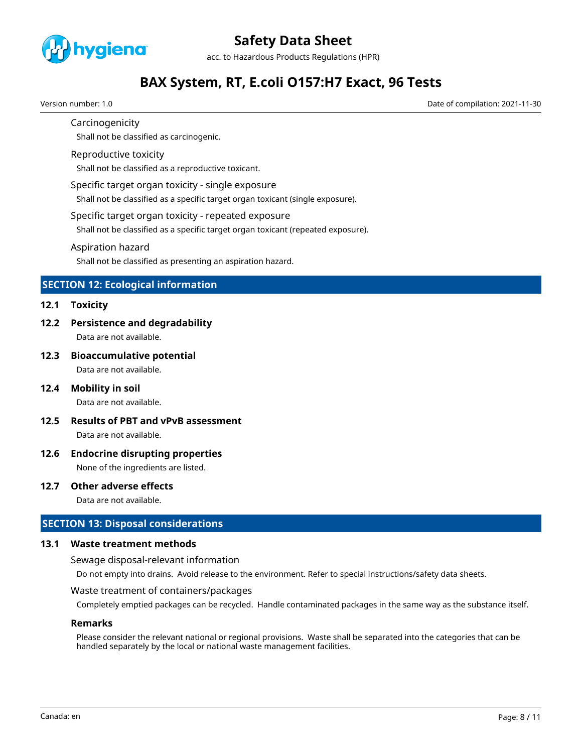Carcinogenicity

Shall not be classified as carcinogenic.

Reproductive toxicity

Shall not be classified as a reproductive toxicant.

Specific target organ toxicity - single exposure

Shall not be classified as a specific target organ toxicant (single exposure).

Specific target organ toxicity - repeated exposure

Shall not be classified as a specific target organ toxicant (repeated exposure).

Aspiration hazard

Shall not be classified as presenting an aspiration hazard.

## SECTION 12: Ecological information

### 12.1 Toxicity

### 12.2 Persistence and degradability

Data are not available.

### 12.3 Bioaccumulative potential

Data are not available.

### 12.4 Mobility in soil

Data are not available.

### 12.5 Results of PBT and vPvB assessment

Data are not available.

### 12.6 Endocrine disrupting properties

None of the ingredients are listed.

### 12.7 Other adverse effects

Data are not available.

## SECTION 13: Disposal considerations

### 13.1 Waste treatment methods

Sewage disposal-relevant information

Do not empty into drains. Avoid release to the environment. Refer to special instructions/safety data sheets.

Waste treatment of containers/packages

Completely emptied packages can be recycled. Handle contaminated packages in the same way as the substance itself.

**Remarks**

Please consider the relevant national or regional provisions. Waste shall be separated into the categories that can be handled separately by the local or national waste management facilities.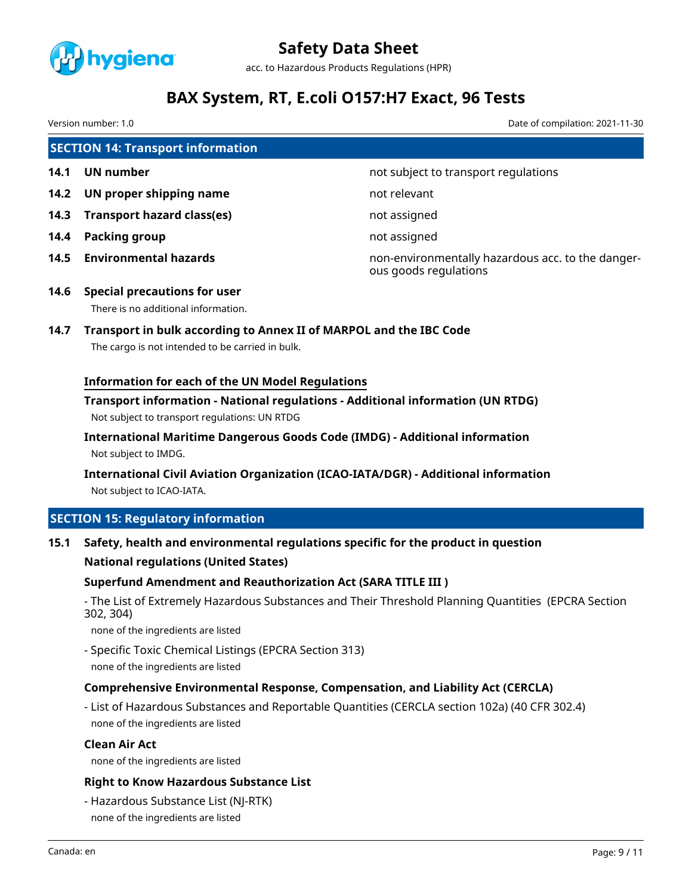## SECTION 14: Transport information

| | | |
|---|---|---|
| **14.1** | **UN number** | not subject to transport regulations |
| **14.2** | **UN proper shipping name** | not relevant |
| **14.3** | **Transport hazard class(es)** | not assigned |
| **14.4** | **Packing group** | not assigned |
| **14.5** | **Environmental hazards** | non-environmentally hazardous acc. to the dangerous goods regulations |

### 14.6 Special precautions for user

There is no additional information.

### 14.7 Transport in bulk according to Annex II of MARPOL and the IBC Code

The cargo is not intended to be carried in bulk.

#### Information for each of the UN Model Regulations

**Transport information - National regulations - Additional information (UN RTDG)**

Not subject to transport regulations: UN RTDG

**International Maritime Dangerous Goods Code (IMDG) - Additional information**

Not subject to IMDG.

**International Civil Aviation Organization (ICAO-IATA/DGR) - Additional information**

Not subject to ICAO-IATA.

## SECTION 15: Regulatory information

### 15.1 Safety, health and environmental regulations specific for the product in question

**National regulations (United States)**

**Superfund Amendment and Reauthorization Act (SARA TITLE III )**

- The List of Extremely Hazardous Substances and Their Threshold Planning Quantities (EPCRA Section 302, 304)

  none of the ingredients are listed

- Specific Toxic Chemical Listings (EPCRA Section 313)

  none of the ingredients are listed

**Comprehensive Environmental Response, Compensation, and Liability Act (CERCLA)**

- List of Hazardous Substances and Reportable Quantities (CERCLA section 102a) (40 CFR 302.4)

  none of the ingredients are listed

**Clean Air Act**

none of the ingredients are listed

**Right to Know Hazardous Substance List**

- Hazardous Substance List (NJ-RTK)

  none of the ingredients are listed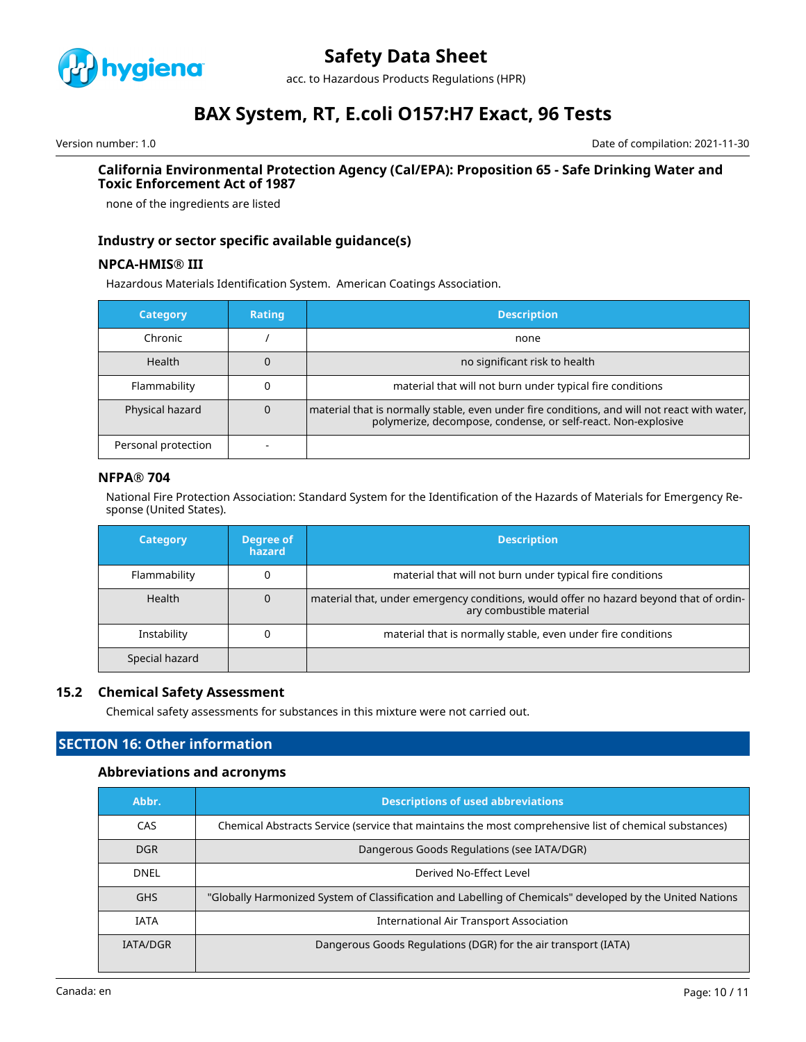### California Environmental Protection Agency (Cal/EPA): Proposition 65 - Safe Drinking Water and Toxic Enforcement Act of 1987

none of the ingredients are listed

### Industry or sector specific available guidance(s)

#### NPCA-HMIS® III

Hazardous Materials Identification System. American Coatings Association.

| Category | Rating | Description |
|---|---|---|
| Chronic | / | none |
| Health | 0 | no significant risk to health |
| Flammability | 0 | material that will not burn under typical fire conditions |
| Physical hazard | 0 | material that is normally stable, even under fire conditions, and will not react with water, polymerize, decompose, condense, or self-react. Non-explosive |
| Personal protection | - | |

#### NFPA® 704

National Fire Protection Association: Standard System for the Identification of the Hazards of Materials for Emergency Response (United States).

| Category | Degree of hazard | Description |
|---|---|---|
| Flammability | 0 | material that will not burn under typical fire conditions |
| Health | 0 | material that, under emergency conditions, would offer no hazard beyond that of ordinary combustible material |
| Instability | 0 | material that is normally stable, even under fire conditions |
| Special hazard | | |

### 15.2 Chemical Safety Assessment

Chemical safety assessments for substances in this mixture were not carried out.

## SECTION 16: Other information

### Abbreviations and acronyms

| Abbr. | Descriptions of used abbreviations |
|---|---|
| CAS | Chemical Abstracts Service (service that maintains the most comprehensive list of chemical substances) |
| DGR | Dangerous Goods Regulations (see IATA/DGR) |
| DNEL | Derived No-Effect Level |
| GHS | "Globally Harmonized System of Classification and Labelling of Chemicals" developed by the United Nations |
| IATA | International Air Transport Association |
| IATA/DGR | Dangerous Goods Regulations (DGR) for the air transport (IATA) |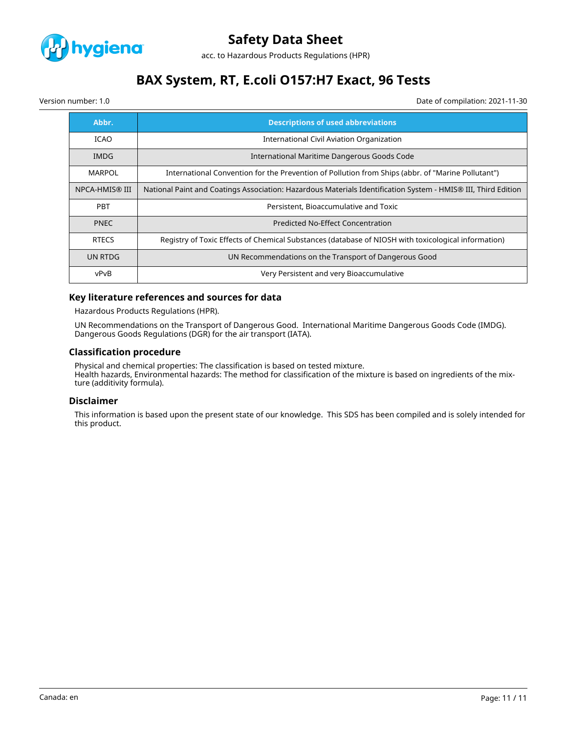| Abbr. | Descriptions of used abbreviations |
|---|---|
| ICAO | International Civil Aviation Organization |
| IMDG | International Maritime Dangerous Goods Code |
| MARPOL | International Convention for the Prevention of Pollution from Ships (abbr. of "Marine Pollutant") |
| NPCA-HMIS® III | National Paint and Coatings Association: Hazardous Materials Identification System - HMIS® III, Third Edition |
| PBT | Persistent, Bioaccumulative and Toxic |
| PNEC | Predicted No-Effect Concentration |
| RTECS | Registry of Toxic Effects of Chemical Substances (database of NIOSH with toxicological information) |
| UN RTDG | UN Recommendations on the Transport of Dangerous Good |
| vPvB | Very Persistent and very Bioaccumulative |

### Key literature references and sources for data

Hazardous Products Regulations (HPR).

UN Recommendations on the Transport of Dangerous Good. International Maritime Dangerous Goods Code (IMDG). Dangerous Goods Regulations (DGR) for the air transport (IATA).

### Classification procedure

Physical and chemical properties: The classification is based on tested mixture.
Health hazards, Environmental hazards: The method for classification of the mixture is based on ingredients of the mixture (additivity formula).

### Disclaimer

This information is based upon the present state of our knowledge. This SDS has been compiled and is solely intended for this product.